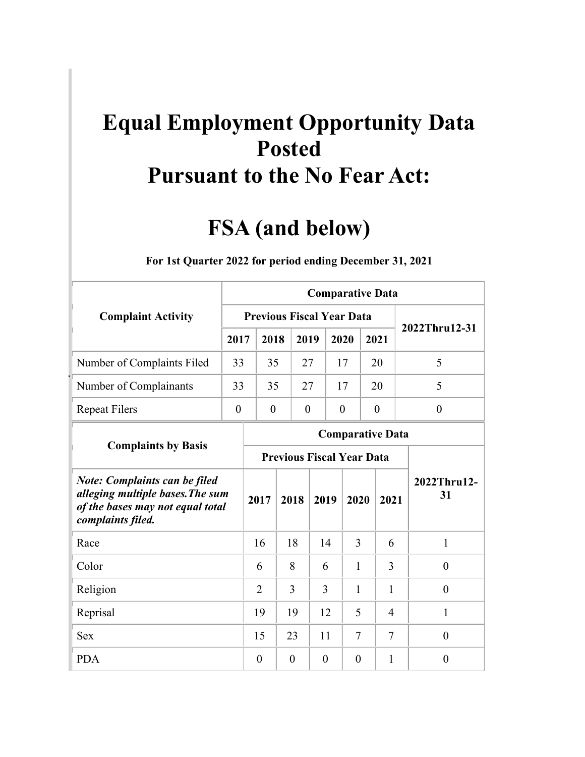# Equal Employment Opportunity Data Posted Pursuant to the No Fear Act:

# FSA (and below)

**For 1st Quarter 2022 for period ending December 31, 2021**

| Complaint Activity | Comparative Data | | | | | |
|---|---|---|---|---|---|---|
| | Previous Fiscal Year Data | | | | | 2022Thru12-31 |
| | 2017 | 2018 | 2019 | 2020 | 2021 | |
| Number of Complaints Filed | 33 | 35 | 27 | 17 | 20 | 5 |
| Number of Complainants | 33 | 35 | 27 | 17 | 20 | 5 |
| Repeat Filers | 0 | 0 | 0 | 0 | 0 | 0 |

| Complaints by Basis | Comparative Data | | | | | |
|---|---|---|---|---|---|---|
| | Previous Fiscal Year Data | | | | | 2022Thru12-31 |
| ***Note: Complaints can be filed alleging multiple bases.The sum of the bases may not equal total complaints filed.*** | 2017 | 2018 | 2019 | 2020 | 2021 | |
| Race | 16 | 18 | 14 | 3 | 6 | 1 |
| Color | 6 | 8 | 6 | 1 | 3 | 0 |
| Religion | 2 | 3 | 3 | 1 | 1 | 0 |
| Reprisal | 19 | 19 | 12 | 5 | 4 | 1 |
| Sex | 15 | 23 | 11 | 7 | 7 | 0 |
| PDA | 0 | 0 | 0 | 0 | 1 | 0 |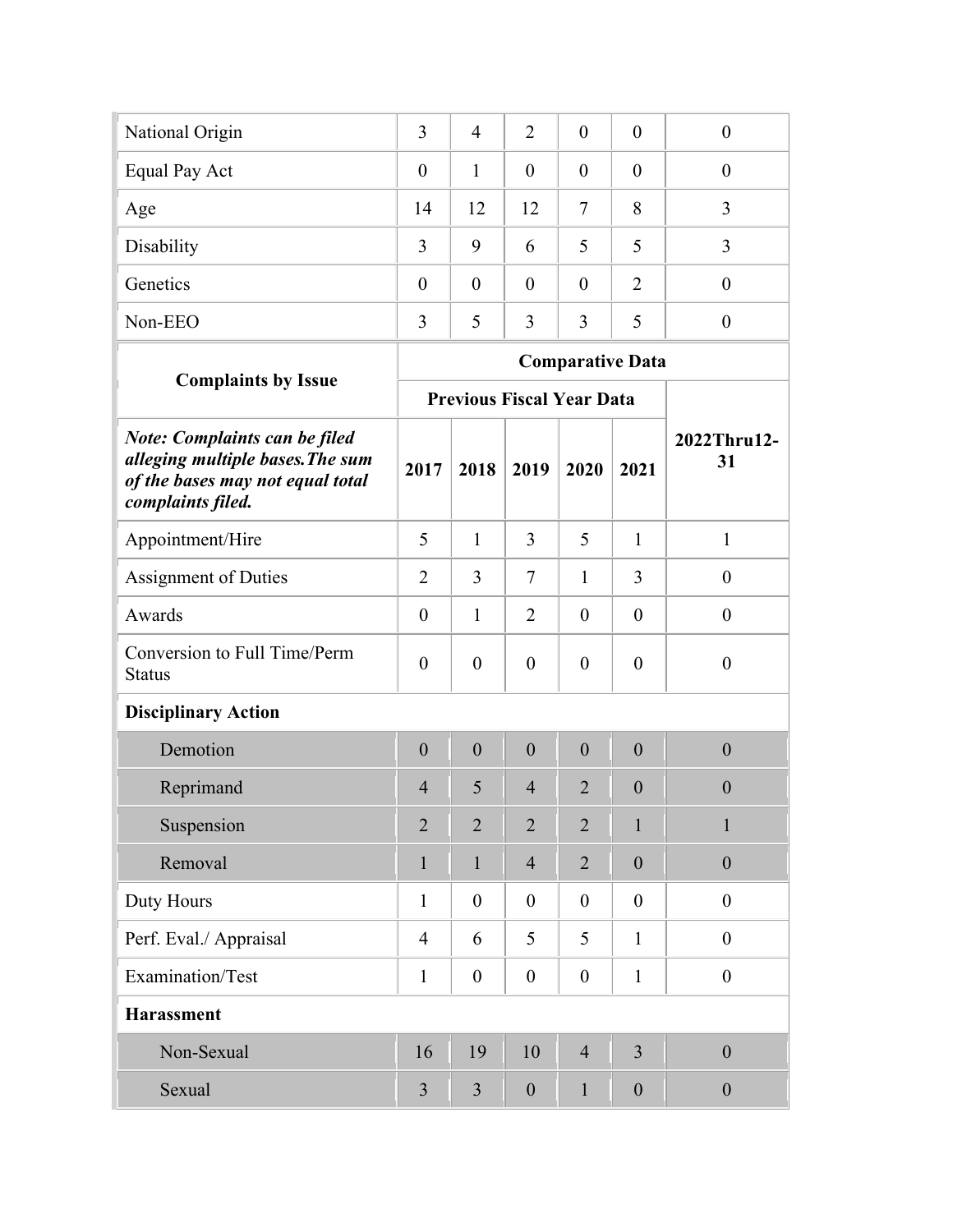| National Origin | 3 | 4 | 2 | 0 | 0 | 0 |
|---|---|---|---|---|---|---|
| Equal Pay Act | 0 | 1 | 0 | 0 | 0 | 0 |
| Age | 14 | 12 | 12 | 7 | 8 | 3 |
| Disability | 3 | 9 | 6 | 5 | 5 | 3 |
| Genetics | 0 | 0 | 0 | 0 | 2 | 0 |
| Non-EEO | 3 | 5 | 3 | 3 | 5 | 0 |

| **Complaints by Issue** | **Comparative Data** | | | | | |
|---|---|---|---|---|---|---|
| | **Previous Fiscal Year Data** | | | | | |
| ***Note: Complaints can be filed alleging multiple bases.The sum of the bases may not equal total complaints filed.*** | **2017** | **2018** | **2019** | **2020** | **2021** | **2022Thru12-31** |
| Appointment/Hire | 5 | 1 | 3 | 5 | 1 | 1 |
| Assignment of Duties | 2 | 3 | 7 | 1 | 3 | 0 |
| Awards | 0 | 1 | 2 | 0 | 0 | 0 |
| Conversion to Full Time/Perm Status | 0 | 0 | 0 | 0 | 0 | 0 |
| **Disciplinary Action** | | | | | | |
| Demotion | 0 | 0 | 0 | 0 | 0 | 0 |
| Reprimand | 4 | 5 | 4 | 2 | 0 | 0 |
| Suspension | 2 | 2 | 2 | 2 | 1 | 1 |
| Removal | 1 | 1 | 4 | 2 | 0 | 0 |
| Duty Hours | 1 | 0 | 0 | 0 | 0 | 0 |
| Perf. Eval./ Appraisal | 4 | 6 | 5 | 5 | 1 | 0 |
| Examination/Test | 1 | 0 | 0 | 0 | 1 | 0 |
| **Harassment** | | | | | | |
| Non-Sexual | 16 | 19 | 10 | 4 | 3 | 0 |
| Sexual | 3 | 3 | 0 | 1 | 0 | 0 |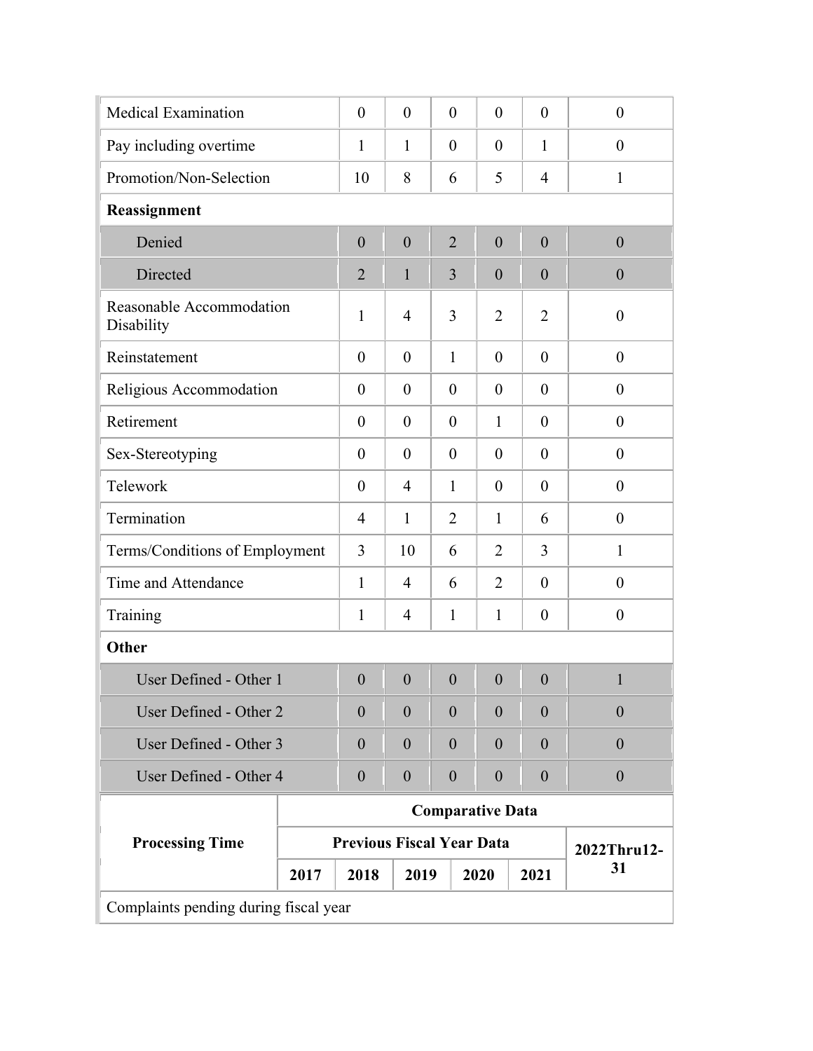| Medical Examination | 0 | 0 | 0 | 0 | 0 | 0 |
|---|---|---|---|---|---|---|
| Pay including overtime | 1 | 1 | 0 | 0 | 1 | 0 |
| Promotion/Non-Selection | 10 | 8 | 6 | 5 | 4 | 1 |
| **Reassignment** | | | | | | |
| Denied | 0 | 0 | 2 | 0 | 0 | 0 |
| Directed | 2 | 1 | 3 | 0 | 0 | 0 |
| Reasonable Accommodation Disability | 1 | 4 | 3 | 2 | 2 | 0 |
| Reinstatement | 0 | 0 | 1 | 0 | 0 | 0 |
| Religious Accommodation | 0 | 0 | 0 | 0 | 0 | 0 |
| Retirement | 0 | 0 | 0 | 1 | 0 | 0 |
| Sex-Stereotyping | 0 | 0 | 0 | 0 | 0 | 0 |
| Telework | 0 | 4 | 1 | 0 | 0 | 0 |
| Termination | 4 | 1 | 2 | 1 | 6 | 0 |
| Terms/Conditions of Employment | 3 | 10 | 6 | 2 | 3 | 1 |
| Time and Attendance | 1 | 4 | 6 | 2 | 0 | 0 |
| Training | 1 | 4 | 1 | 1 | 0 | 0 |
| **Other** | | | | | | |
| User Defined - Other 1 | 0 | 0 | 0 | 0 | 0 | 1 |
| User Defined - Other 2 | 0 | 0 | 0 | 0 | 0 | 0 |
| User Defined - Other 3 | 0 | 0 | 0 | 0 | 0 | 0 |
| User Defined - Other 4 | 0 | 0 | 0 | 0 | 0 | 0 |

| **Processing Time** | **Comparative Data** | | | | | |
|---|---|---|---|---|---|---|
| | **Previous Fiscal Year Data** | | | | | **2022Thru12-31** |
| | **2017** | **2018** | **2019** | **2020** | **2021** | |
| Complaints pending during fiscal year | | | | | | |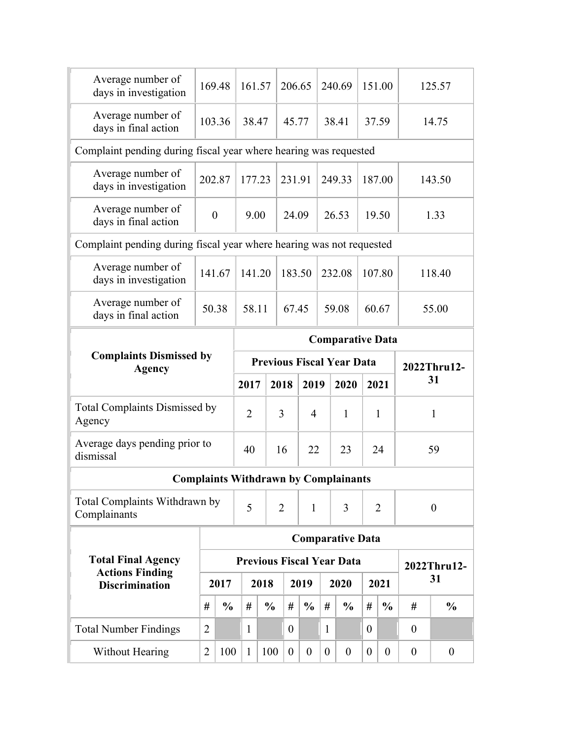| | | | | | | |
|---|---|---|---|---|---|---|
| Average number of days in investigation | 169.48 | 161.57 | 206.65 | 240.69 | 151.00 | 125.57 |
| Average number of days in final action | 103.36 | 38.47 | 45.77 | 38.41 | 37.59 | 14.75 |
| Complaint pending during fiscal year where hearing was requested | | | | | | |
| Average number of days in investigation | 202.87 | 177.23 | 231.91 | 249.33 | 187.00 | 143.50 |
| Average number of days in final action | 0 | 9.00 | 24.09 | 26.53 | 19.50 | 1.33 |
| Complaint pending during fiscal year where hearing was not requested | | | | | | |
| Average number of days in investigation | 141.67 | 141.20 | 183.50 | 232.08 | 107.80 | 118.40 |
| Average number of days in final action | 50.38 | 58.11 | 67.45 | 59.08 | 60.67 | 55.00 |

| **Complaints Dismissed by Agency** | **Comparative Data** | | | | | |
|---|---|---|---|---|---|---|
| | **Previous Fiscal Year Data** | | | | | **2022Thru12-31** |
| | **2017** | **2018** | **2019** | **2020** | **2021** | |
| Total Complaints Dismissed by Agency | 2 | 3 | 4 | 1 | 1 | 1 |
| Average days pending prior to dismissal | 40 | 16 | 22 | 23 | 24 | 59 |
| **Complaints Withdrawn by Complainants** | | | | | | |
| Total Complaints Withdrawn by Complainants | 5 | 2 | 1 | 3 | 2 | 0 |

| **Total Final Agency Actions Finding Discrimination** | **Comparative Data** | | | | | | | | | | | |
|---|---|---|---|---|---|---|---|---|---|---|---|---|
| | **Previous Fiscal Year Data** | | | | | | | | | | **2022Thru12-31** | |
| | **2017** | | **2018** | | **2019** | | **2020** | | **2021** | | | |
| | **#** | **%** | **#** | **%** | **#** | **%** | **#** | **%** | **#** | **%** | **#** | **%** |
| Total Number Findings | 2 | | 1 | | 0 | | 1 | | 0 | | 0 | |
| Without Hearing | 2 | 100 | 1 | 100 | 0 | 0 | 0 | 0 | 0 | 0 | 0 | 0 |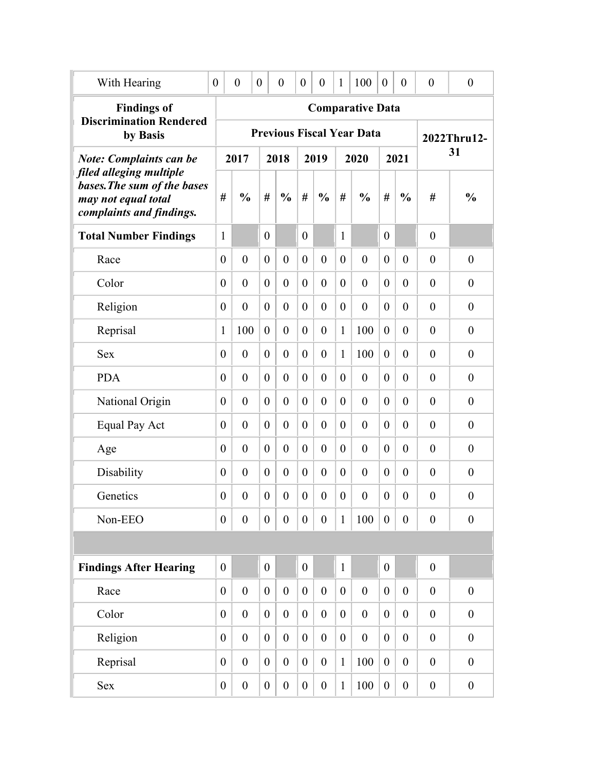| With Hearing | 0 | 0 | 0 | 0 | 0 | 0 | 1 | 100 | 0 | 0 | 0 | 0 |
|---|---|---|---|---|---|---|---|---|---|---|---|---|

| **Findings of Discrimination Rendered by Basis** | **Comparative Data** | | | | | | | | | | | |
|---|---|---|---|---|---|---|---|---|---|---|---|---|
| | **Previous Fiscal Year Data** | | | | | | | | | | **2022Thru12-31** | |
| ***Note: Complaints can be filed alleging multiple bases.The sum of the bases may not equal total complaints and findings.*** | **2017** | | **2018** | | **2019** | | **2020** | | **2021** | | | |
| | **#** | **%** | **#** | **%** | **#** | **%** | **#** | **%** | **#** | **%** | **#** | **%** |
| **Total Number Findings** | 1 | | 0 | | 0 | | 1 | | 0 | | 0 | |
| Race | 0 | 0 | 0 | 0 | 0 | 0 | 0 | 0 | 0 | 0 | 0 | 0 |
| Color | 0 | 0 | 0 | 0 | 0 | 0 | 0 | 0 | 0 | 0 | 0 | 0 |
| Religion | 0 | 0 | 0 | 0 | 0 | 0 | 0 | 0 | 0 | 0 | 0 | 0 |
| Reprisal | 1 | 100 | 0 | 0 | 0 | 0 | 1 | 100 | 0 | 0 | 0 | 0 |
| Sex | 0 | 0 | 0 | 0 | 0 | 0 | 1 | 100 | 0 | 0 | 0 | 0 |
| PDA | 0 | 0 | 0 | 0 | 0 | 0 | 0 | 0 | 0 | 0 | 0 | 0 |
| National Origin | 0 | 0 | 0 | 0 | 0 | 0 | 0 | 0 | 0 | 0 | 0 | 0 |
| Equal Pay Act | 0 | 0 | 0 | 0 | 0 | 0 | 0 | 0 | 0 | 0 | 0 | 0 |
| Age | 0 | 0 | 0 | 0 | 0 | 0 | 0 | 0 | 0 | 0 | 0 | 0 |
| Disability | 0 | 0 | 0 | 0 | 0 | 0 | 0 | 0 | 0 | 0 | 0 | 0 |
| Genetics | 0 | 0 | 0 | 0 | 0 | 0 | 0 | 0 | 0 | 0 | 0 | 0 |
| Non-EEO | 0 | 0 | 0 | 0 | 0 | 0 | 1 | 100 | 0 | 0 | 0 | 0 |
| | | | | | | | | | | | | |
| **Findings After Hearing** | 0 | | 0 | | 0 | | 1 | | 0 | | 0 | |
| Race | 0 | 0 | 0 | 0 | 0 | 0 | 0 | 0 | 0 | 0 | 0 | 0 |
| Color | 0 | 0 | 0 | 0 | 0 | 0 | 0 | 0 | 0 | 0 | 0 | 0 |
| Religion | 0 | 0 | 0 | 0 | 0 | 0 | 0 | 0 | 0 | 0 | 0 | 0 |
| Reprisal | 0 | 0 | 0 | 0 | 0 | 0 | 1 | 100 | 0 | 0 | 0 | 0 |
| Sex | 0 | 0 | 0 | 0 | 0 | 0 | 1 | 100 | 0 | 0 | 0 | 0 |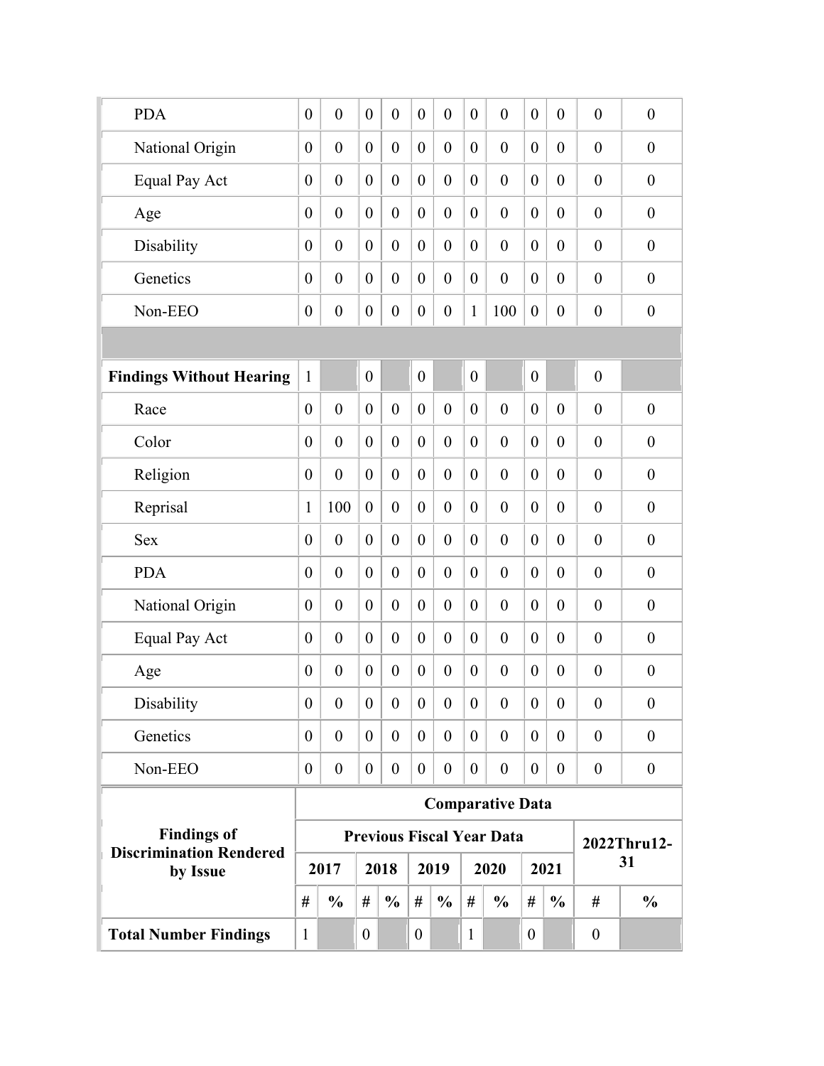| | | | | | | | | | | | | |
|---|---|---|---|---|---|---|---|---|---|---|---|---|
| PDA | 0 | 0 | 0 | 0 | 0 | 0 | 0 | 0 | 0 | 0 | 0 | 0 |
| National Origin | 0 | 0 | 0 | 0 | 0 | 0 | 0 | 0 | 0 | 0 | 0 | 0 |
| Equal Pay Act | 0 | 0 | 0 | 0 | 0 | 0 | 0 | 0 | 0 | 0 | 0 | 0 |
| Age | 0 | 0 | 0 | 0 | 0 | 0 | 0 | 0 | 0 | 0 | 0 | 0 |
| Disability | 0 | 0 | 0 | 0 | 0 | 0 | 0 | 0 | 0 | 0 | 0 | 0 |
| Genetics | 0 | 0 | 0 | 0 | 0 | 0 | 0 | 0 | 0 | 0 | 0 | 0 |
| Non-EEO | 0 | 0 | 0 | 0 | 0 | 0 | 1 | 100 | 0 | 0 | 0 | 0 |
| | | | | | | | | | | | | |
| **Findings Without Hearing** | 1 | | 0 | | 0 | | 0 | | 0 | | 0 | |
| Race | 0 | 0 | 0 | 0 | 0 | 0 | 0 | 0 | 0 | 0 | 0 | 0 |
| Color | 0 | 0 | 0 | 0 | 0 | 0 | 0 | 0 | 0 | 0 | 0 | 0 |
| Religion | 0 | 0 | 0 | 0 | 0 | 0 | 0 | 0 | 0 | 0 | 0 | 0 |
| Reprisal | 1 | 100 | 0 | 0 | 0 | 0 | 0 | 0 | 0 | 0 | 0 | 0 |
| Sex | 0 | 0 | 0 | 0 | 0 | 0 | 0 | 0 | 0 | 0 | 0 | 0 |
| PDA | 0 | 0 | 0 | 0 | 0 | 0 | 0 | 0 | 0 | 0 | 0 | 0 |
| National Origin | 0 | 0 | 0 | 0 | 0 | 0 | 0 | 0 | 0 | 0 | 0 | 0 |
| Equal Pay Act | 0 | 0 | 0 | 0 | 0 | 0 | 0 | 0 | 0 | 0 | 0 | 0 |
| Age | 0 | 0 | 0 | 0 | 0 | 0 | 0 | 0 | 0 | 0 | 0 | 0 |
| Disability | 0 | 0 | 0 | 0 | 0 | 0 | 0 | 0 | 0 | 0 | 0 | 0 |
| Genetics | 0 | 0 | 0 | 0 | 0 | 0 | 0 | 0 | 0 | 0 | 0 | 0 |
| Non-EEO | 0 | 0 | 0 | 0 | 0 | 0 | 0 | 0 | 0 | 0 | 0 | 0 |

| Findings of Discrimination Rendered by Issue | Comparative Data | | | | | | | | | | | |
|---|---|---|---|---|---|---|---|---|---|---|---|---|
| | Previous Fiscal Year Data | | | | | | | | | | 2022Thru12-31 | |
| | 2017 | | 2018 | | 2019 | | 2020 | | 2021 | | | |
| | # | % | # | % | # | % | # | % | # | % | # | % |
| **Total Number Findings** | 1 | | 0 | | 0 | | 1 | | 0 | | 0 | |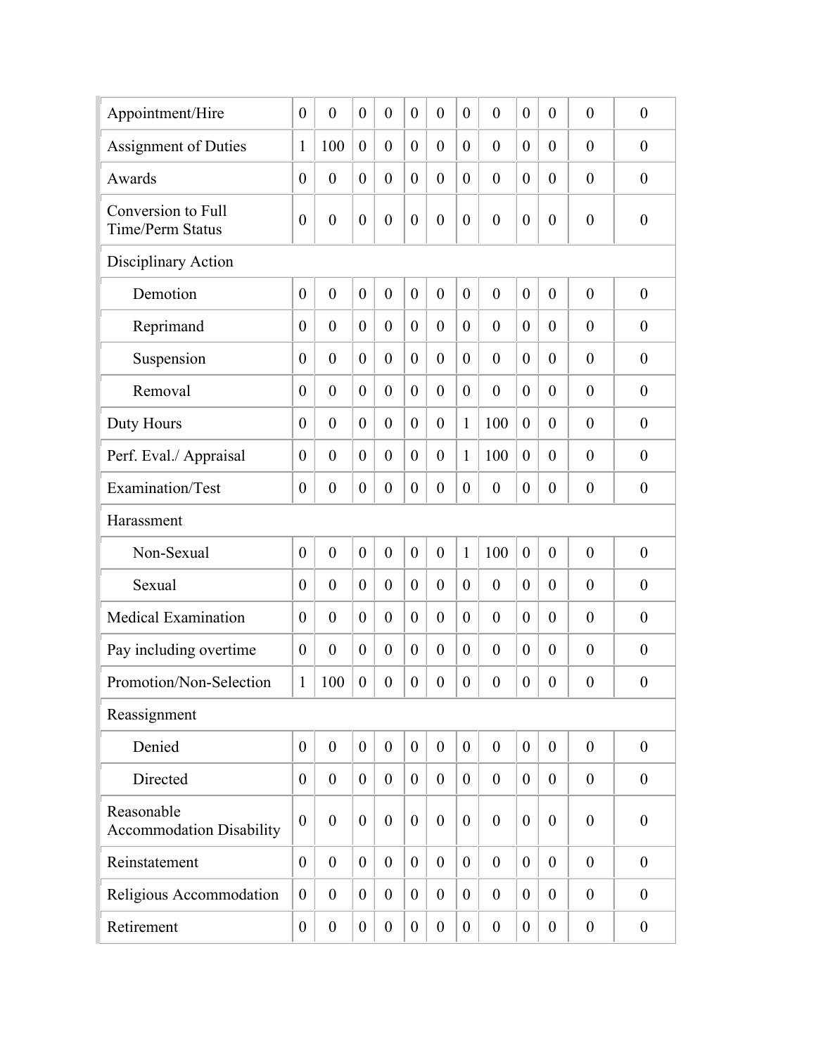| | | | | | | | | | | | | |
|---|---|---|---|---|---|---|---|---|---|---|---|---|
| Appointment/Hire | 0 | 0 | 0 | 0 | 0 | 0 | 0 | 0 | 0 | 0 | 0 | 0 |
| Assignment of Duties | 1 | 100 | 0 | 0 | 0 | 0 | 0 | 0 | 0 | 0 | 0 | 0 |
| Awards | 0 | 0 | 0 | 0 | 0 | 0 | 0 | 0 | 0 | 0 | 0 | 0 |
| Conversion to Full Time/Perm Status | 0 | 0 | 0 | 0 | 0 | 0 | 0 | 0 | 0 | 0 | 0 | 0 |
| Disciplinary Action | | | | | | | | | | | | |
| Demotion | 0 | 0 | 0 | 0 | 0 | 0 | 0 | 0 | 0 | 0 | 0 | 0 |
| Reprimand | 0 | 0 | 0 | 0 | 0 | 0 | 0 | 0 | 0 | 0 | 0 | 0 |
| Suspension | 0 | 0 | 0 | 0 | 0 | 0 | 0 | 0 | 0 | 0 | 0 | 0 |
| Removal | 0 | 0 | 0 | 0 | 0 | 0 | 0 | 0 | 0 | 0 | 0 | 0 |
| Duty Hours | 0 | 0 | 0 | 0 | 0 | 0 | 1 | 100 | 0 | 0 | 0 | 0 |
| Perf. Eval./ Appraisal | 0 | 0 | 0 | 0 | 0 | 0 | 1 | 100 | 0 | 0 | 0 | 0 |
| Examination/Test | 0 | 0 | 0 | 0 | 0 | 0 | 0 | 0 | 0 | 0 | 0 | 0 |
| Harassment | | | | | | | | | | | | |
| Non-Sexual | 0 | 0 | 0 | 0 | 0 | 0 | 1 | 100 | 0 | 0 | 0 | 0 |
| Sexual | 0 | 0 | 0 | 0 | 0 | 0 | 0 | 0 | 0 | 0 | 0 | 0 |
| Medical Examination | 0 | 0 | 0 | 0 | 0 | 0 | 0 | 0 | 0 | 0 | 0 | 0 |
| Pay including overtime | 0 | 0 | 0 | 0 | 0 | 0 | 0 | 0 | 0 | 0 | 0 | 0 |
| Promotion/Non-Selection | 1 | 100 | 0 | 0 | 0 | 0 | 0 | 0 | 0 | 0 | 0 | 0 |
| Reassignment | | | | | | | | | | | | |
| Denied | 0 | 0 | 0 | 0 | 0 | 0 | 0 | 0 | 0 | 0 | 0 | 0 |
| Directed | 0 | 0 | 0 | 0 | 0 | 0 | 0 | 0 | 0 | 0 | 0 | 0 |
| Reasonable Accommodation Disability | 0 | 0 | 0 | 0 | 0 | 0 | 0 | 0 | 0 | 0 | 0 | 0 |
| Reinstatement | 0 | 0 | 0 | 0 | 0 | 0 | 0 | 0 | 0 | 0 | 0 | 0 |
| Religious Accommodation | 0 | 0 | 0 | 0 | 0 | 0 | 0 | 0 | 0 | 0 | 0 | 0 |
| Retirement | 0 | 0 | 0 | 0 | 0 | 0 | 0 | 0 | 0 | 0 | 0 | 0 |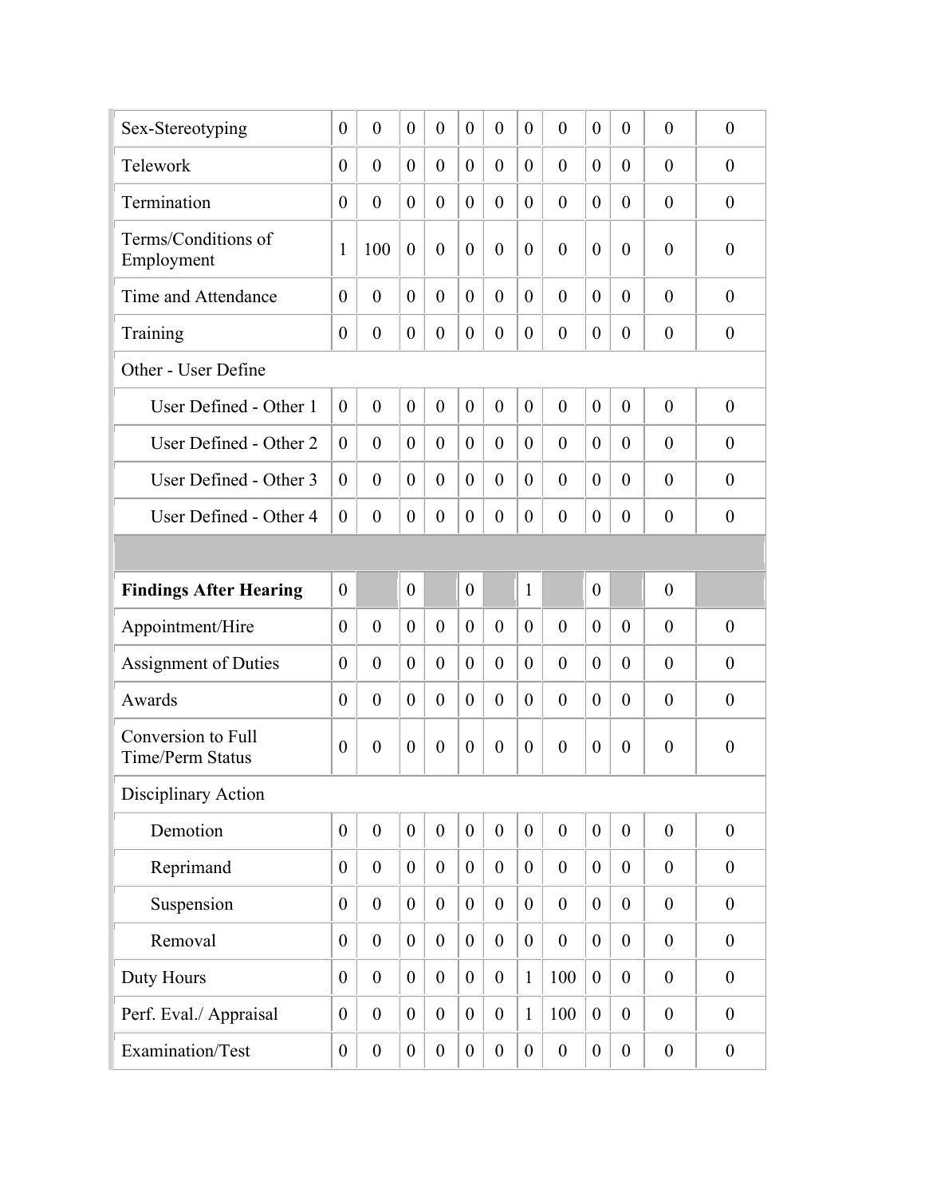| | | | | | | | | | | | | |
|---|---|---|---|---|---|---|---|---|---|---|---|---|
| Sex-Stereotyping | 0 | 0 | 0 | 0 | 0 | 0 | 0 | 0 | 0 | 0 | 0 | 0 |
| Telework | 0 | 0 | 0 | 0 | 0 | 0 | 0 | 0 | 0 | 0 | 0 | 0 |
| Termination | 0 | 0 | 0 | 0 | 0 | 0 | 0 | 0 | 0 | 0 | 0 | 0 |
| Terms/Conditions of Employment | 1 | 100 | 0 | 0 | 0 | 0 | 0 | 0 | 0 | 0 | 0 | 0 |
| Time and Attendance | 0 | 0 | 0 | 0 | 0 | 0 | 0 | 0 | 0 | 0 | 0 | 0 |
| Training | 0 | 0 | 0 | 0 | 0 | 0 | 0 | 0 | 0 | 0 | 0 | 0 |
| Other - User Define | | | | | | | | | | | | |
| User Defined - Other 1 | 0 | 0 | 0 | 0 | 0 | 0 | 0 | 0 | 0 | 0 | 0 | 0 |
| User Defined - Other 2 | 0 | 0 | 0 | 0 | 0 | 0 | 0 | 0 | 0 | 0 | 0 | 0 |
| User Defined - Other 3 | 0 | 0 | 0 | 0 | 0 | 0 | 0 | 0 | 0 | 0 | 0 | 0 |
| User Defined - Other 4 | 0 | 0 | 0 | 0 | 0 | 0 | 0 | 0 | 0 | 0 | 0 | 0 |
| | | | | | | | | | | | | |
| **Findings After Hearing** | 0 | | 0 | | 0 | | 1 | | 0 | | 0 | |
| Appointment/Hire | 0 | 0 | 0 | 0 | 0 | 0 | 0 | 0 | 0 | 0 | 0 | 0 |
| Assignment of Duties | 0 | 0 | 0 | 0 | 0 | 0 | 0 | 0 | 0 | 0 | 0 | 0 |
| Awards | 0 | 0 | 0 | 0 | 0 | 0 | 0 | 0 | 0 | 0 | 0 | 0 |
| Conversion to Full Time/Perm Status | 0 | 0 | 0 | 0 | 0 | 0 | 0 | 0 | 0 | 0 | 0 | 0 |
| Disciplinary Action | | | | | | | | | | | | |
| Demotion | 0 | 0 | 0 | 0 | 0 | 0 | 0 | 0 | 0 | 0 | 0 | 0 |
| Reprimand | 0 | 0 | 0 | 0 | 0 | 0 | 0 | 0 | 0 | 0 | 0 | 0 |
| Suspension | 0 | 0 | 0 | 0 | 0 | 0 | 0 | 0 | 0 | 0 | 0 | 0 |
| Removal | 0 | 0 | 0 | 0 | 0 | 0 | 0 | 0 | 0 | 0 | 0 | 0 |
| Duty Hours | 0 | 0 | 0 | 0 | 0 | 0 | 1 | 100 | 0 | 0 | 0 | 0 |
| Perf. Eval./ Appraisal | 0 | 0 | 0 | 0 | 0 | 0 | 1 | 100 | 0 | 0 | 0 | 0 |
| Examination/Test | 0 | 0 | 0 | 0 | 0 | 0 | 0 | 0 | 0 | 0 | 0 | 0 |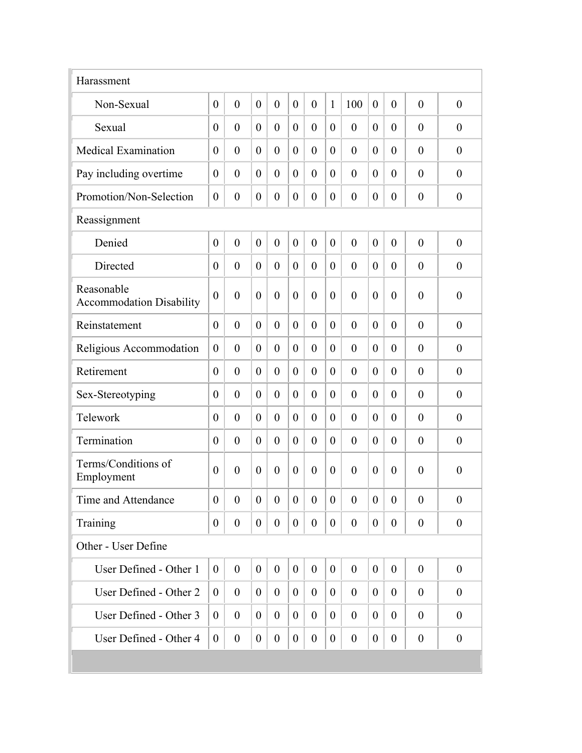| | | | | | | | | | | | | |
|---|---|---|---|---|---|---|---|---|---|---|---|---|
| Harassment | | | | | | | | | | | | |
| Non-Sexual | 0 | 0 | 0 | 0 | 0 | 0 | 1 | 100 | 0 | 0 | 0 | 0 |
| Sexual | 0 | 0 | 0 | 0 | 0 | 0 | 0 | 0 | 0 | 0 | 0 | 0 |
| Medical Examination | 0 | 0 | 0 | 0 | 0 | 0 | 0 | 0 | 0 | 0 | 0 | 0 |
| Pay including overtime | 0 | 0 | 0 | 0 | 0 | 0 | 0 | 0 | 0 | 0 | 0 | 0 |
| Promotion/Non-Selection | 0 | 0 | 0 | 0 | 0 | 0 | 0 | 0 | 0 | 0 | 0 | 0 |
| Reassignment | | | | | | | | | | | | |
| Denied | 0 | 0 | 0 | 0 | 0 | 0 | 0 | 0 | 0 | 0 | 0 | 0 |
| Directed | 0 | 0 | 0 | 0 | 0 | 0 | 0 | 0 | 0 | 0 | 0 | 0 |
| Reasonable Accommodation Disability | 0 | 0 | 0 | 0 | 0 | 0 | 0 | 0 | 0 | 0 | 0 | 0 |
| Reinstatement | 0 | 0 | 0 | 0 | 0 | 0 | 0 | 0 | 0 | 0 | 0 | 0 |
| Religious Accommodation | 0 | 0 | 0 | 0 | 0 | 0 | 0 | 0 | 0 | 0 | 0 | 0 |
| Retirement | 0 | 0 | 0 | 0 | 0 | 0 | 0 | 0 | 0 | 0 | 0 | 0 |
| Sex-Stereotyping | 0 | 0 | 0 | 0 | 0 | 0 | 0 | 0 | 0 | 0 | 0 | 0 |
| Telework | 0 | 0 | 0 | 0 | 0 | 0 | 0 | 0 | 0 | 0 | 0 | 0 |
| Termination | 0 | 0 | 0 | 0 | 0 | 0 | 0 | 0 | 0 | 0 | 0 | 0 |
| Terms/Conditions of Employment | 0 | 0 | 0 | 0 | 0 | 0 | 0 | 0 | 0 | 0 | 0 | 0 |
| Time and Attendance | 0 | 0 | 0 | 0 | 0 | 0 | 0 | 0 | 0 | 0 | 0 | 0 |
| Training | 0 | 0 | 0 | 0 | 0 | 0 | 0 | 0 | 0 | 0 | 0 | 0 |
| Other - User Define | | | | | | | | | | | | |
| User Defined - Other 1 | 0 | 0 | 0 | 0 | 0 | 0 | 0 | 0 | 0 | 0 | 0 | 0 |
| User Defined - Other 2 | 0 | 0 | 0 | 0 | 0 | 0 | 0 | 0 | 0 | 0 | 0 | 0 |
| User Defined - Other 3 | 0 | 0 | 0 | 0 | 0 | 0 | 0 | 0 | 0 | 0 | 0 | 0 |
| User Defined - Other 4 | 0 | 0 | 0 | 0 | 0 | 0 | 0 | 0 | 0 | 0 | 0 | 0 |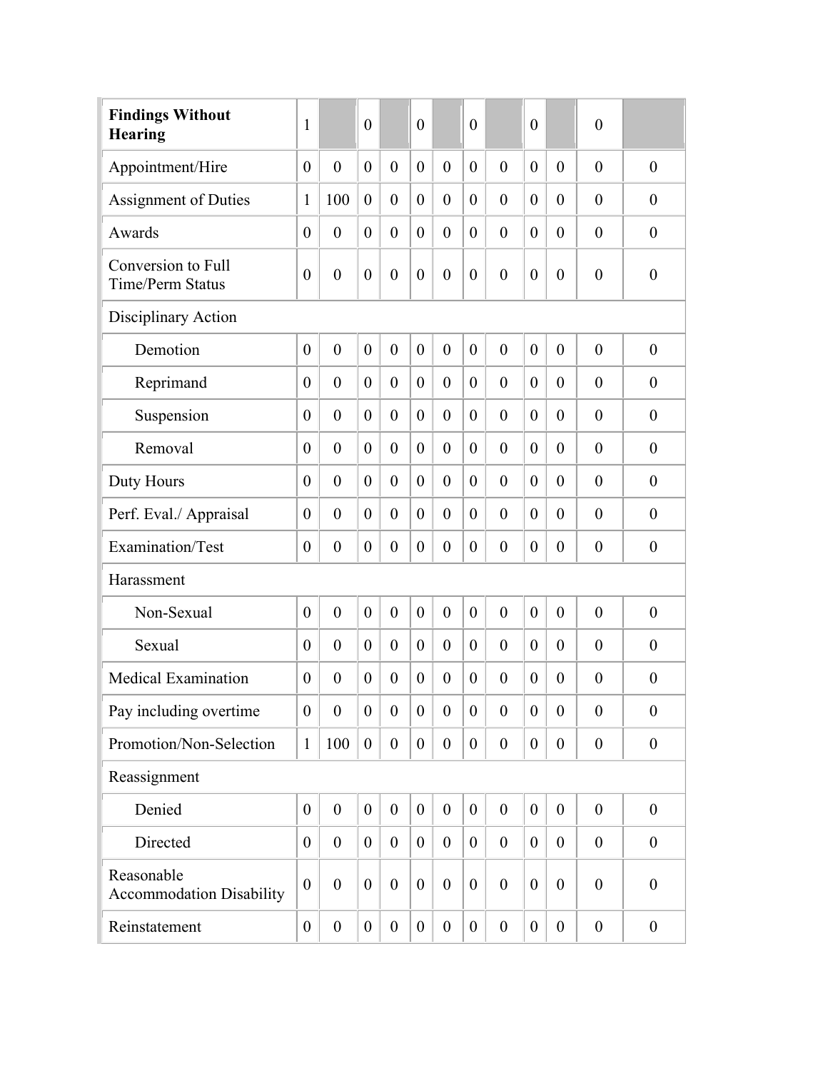| **Findings Without Hearing** | 1 | | 0 | | 0 | | 0 | | 0 | | 0 | |
|---|---|---|---|---|---|---|---|---|---|---|---|---|
| Appointment/Hire | 0 | 0 | 0 | 0 | 0 | 0 | 0 | 0 | 0 | 0 | 0 | 0 |
| Assignment of Duties | 1 | 100 | 0 | 0 | 0 | 0 | 0 | 0 | 0 | 0 | 0 | 0 |
| Awards | 0 | 0 | 0 | 0 | 0 | 0 | 0 | 0 | 0 | 0 | 0 | 0 |
| Conversion to Full Time/Perm Status | 0 | 0 | 0 | 0 | 0 | 0 | 0 | 0 | 0 | 0 | 0 | 0 |
| Disciplinary Action | | | | | | | | | | | | |
| Demotion | 0 | 0 | 0 | 0 | 0 | 0 | 0 | 0 | 0 | 0 | 0 | 0 |
| Reprimand | 0 | 0 | 0 | 0 | 0 | 0 | 0 | 0 | 0 | 0 | 0 | 0 |
| Suspension | 0 | 0 | 0 | 0 | 0 | 0 | 0 | 0 | 0 | 0 | 0 | 0 |
| Removal | 0 | 0 | 0 | 0 | 0 | 0 | 0 | 0 | 0 | 0 | 0 | 0 |
| Duty Hours | 0 | 0 | 0 | 0 | 0 | 0 | 0 | 0 | 0 | 0 | 0 | 0 |
| Perf. Eval./ Appraisal | 0 | 0 | 0 | 0 | 0 | 0 | 0 | 0 | 0 | 0 | 0 | 0 |
| Examination/Test | 0 | 0 | 0 | 0 | 0 | 0 | 0 | 0 | 0 | 0 | 0 | 0 |
| Harassment | | | | | | | | | | | | |
| Non-Sexual | 0 | 0 | 0 | 0 | 0 | 0 | 0 | 0 | 0 | 0 | 0 | 0 |
| Sexual | 0 | 0 | 0 | 0 | 0 | 0 | 0 | 0 | 0 | 0 | 0 | 0 |
| Medical Examination | 0 | 0 | 0 | 0 | 0 | 0 | 0 | 0 | 0 | 0 | 0 | 0 |
| Pay including overtime | 0 | 0 | 0 | 0 | 0 | 0 | 0 | 0 | 0 | 0 | 0 | 0 |
| Promotion/Non-Selection | 1 | 100 | 0 | 0 | 0 | 0 | 0 | 0 | 0 | 0 | 0 | 0 |
| Reassignment | | | | | | | | | | | | |
| Denied | 0 | 0 | 0 | 0 | 0 | 0 | 0 | 0 | 0 | 0 | 0 | 0 |
| Directed | 0 | 0 | 0 | 0 | 0 | 0 | 0 | 0 | 0 | 0 | 0 | 0 |
| Reasonable Accommodation Disability | 0 | 0 | 0 | 0 | 0 | 0 | 0 | 0 | 0 | 0 | 0 | 0 |
| Reinstatement | 0 | 0 | 0 | 0 | 0 | 0 | 0 | 0 | 0 | 0 | 0 | 0 |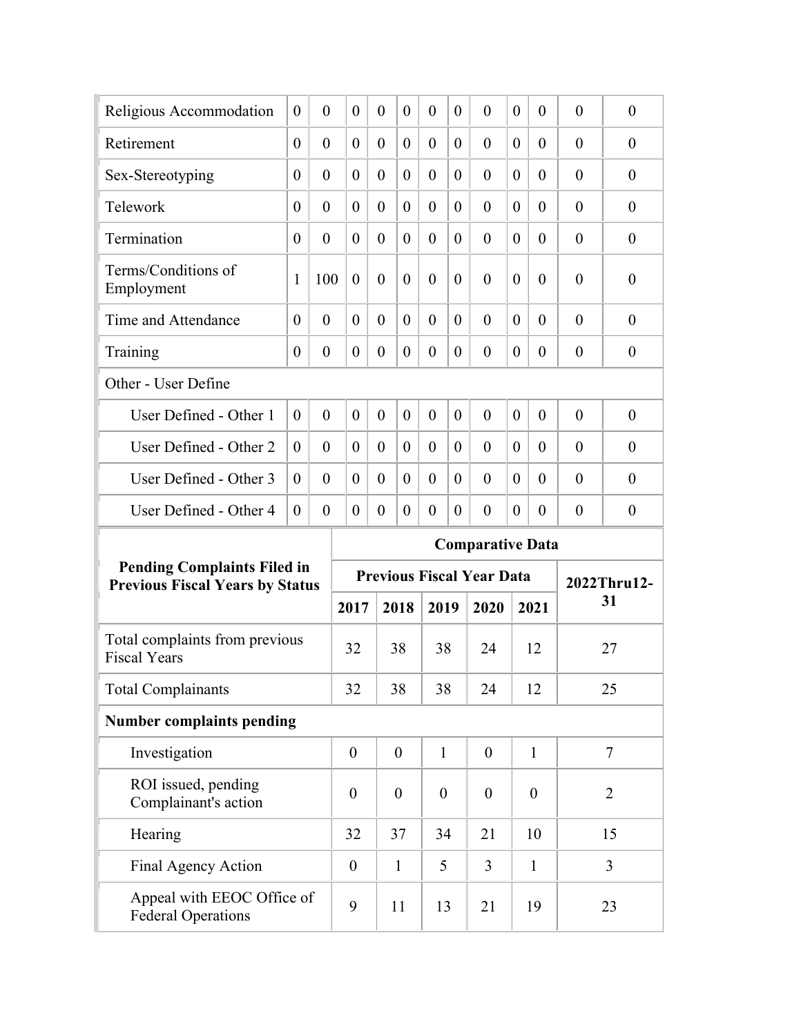| | | | | | | | | | | | | |
|---|---|---|---|---|---|---|---|---|---|---|---|---|
| Religious Accommodation | 0 | 0 | 0 | 0 | 0 | 0 | 0 | 0 | 0 | 0 | 0 | 0 |
| Retirement | 0 | 0 | 0 | 0 | 0 | 0 | 0 | 0 | 0 | 0 | 0 | 0 |
| Sex-Stereotyping | 0 | 0 | 0 | 0 | 0 | 0 | 0 | 0 | 0 | 0 | 0 | 0 |
| Telework | 0 | 0 | 0 | 0 | 0 | 0 | 0 | 0 | 0 | 0 | 0 | 0 |
| Termination | 0 | 0 | 0 | 0 | 0 | 0 | 0 | 0 | 0 | 0 | 0 | 0 |
| Terms/Conditions of Employment | 1 | 100 | 0 | 0 | 0 | 0 | 0 | 0 | 0 | 0 | 0 | 0 |
| Time and Attendance | 0 | 0 | 0 | 0 | 0 | 0 | 0 | 0 | 0 | 0 | 0 | 0 |
| Training | 0 | 0 | 0 | 0 | 0 | 0 | 0 | 0 | 0 | 0 | 0 | 0 |
| Other - User Define | | | | | | | | | | | | |
| User Defined - Other 1 | 0 | 0 | 0 | 0 | 0 | 0 | 0 | 0 | 0 | 0 | 0 | 0 |
| User Defined - Other 2 | 0 | 0 | 0 | 0 | 0 | 0 | 0 | 0 | 0 | 0 | 0 | 0 |
| User Defined - Other 3 | 0 | 0 | 0 | 0 | 0 | 0 | 0 | 0 | 0 | 0 | 0 | 0 |
| User Defined - Other 4 | 0 | 0 | 0 | 0 | 0 | 0 | 0 | 0 | 0 | 0 | 0 | 0 |

| **Pending Complaints Filed in Previous Fiscal Years by Status** | **Comparative Data** | | | | | |
|---|---|---|---|---|---|---|
| | **Previous Fiscal Year Data** | | | | | **2022Thru12-31** |
| | **2017** | **2018** | **2019** | **2020** | **2021** | |
| Total complaints from previous Fiscal Years | 32 | 38 | 38 | 24 | 12 | 27 |
| Total Complainants | 32 | 38 | 38 | 24 | 12 | 25 |
| **Number complaints pending** | | | | | | |
| Investigation | 0 | 0 | 1 | 0 | 1 | 7 |
| ROI issued, pending Complainant's action | 0 | 0 | 0 | 0 | 0 | 2 |
| Hearing | 32 | 37 | 34 | 21 | 10 | 15 |
| Final Agency Action | 0 | 1 | 5 | 3 | 1 | 3 |
| Appeal with EEOC Office of Federal Operations | 9 | 11 | 13 | 21 | 19 | 23 |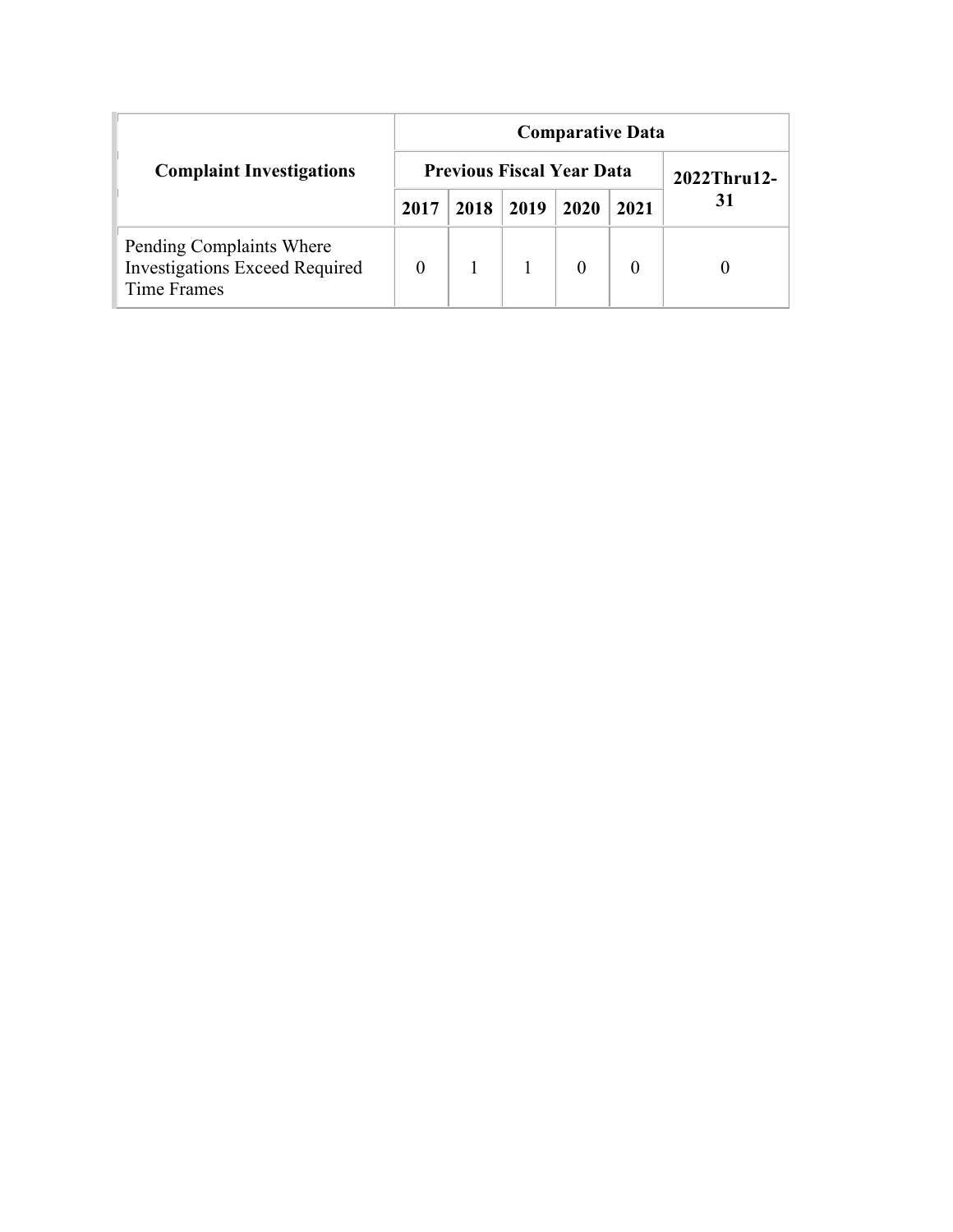| Complaint Investigations | Comparative Data | | | | | |
|---|---|---|---|---|---|---|
| | Previous Fiscal Year Data | | | | | 2022Thru12-31 |
| | 2017 | 2018 | 2019 | 2020 | 2021 | |
| Pending Complaints Where Investigations Exceed Required Time Frames | 0 | 1 | 1 | 0 | 0 | 0 |